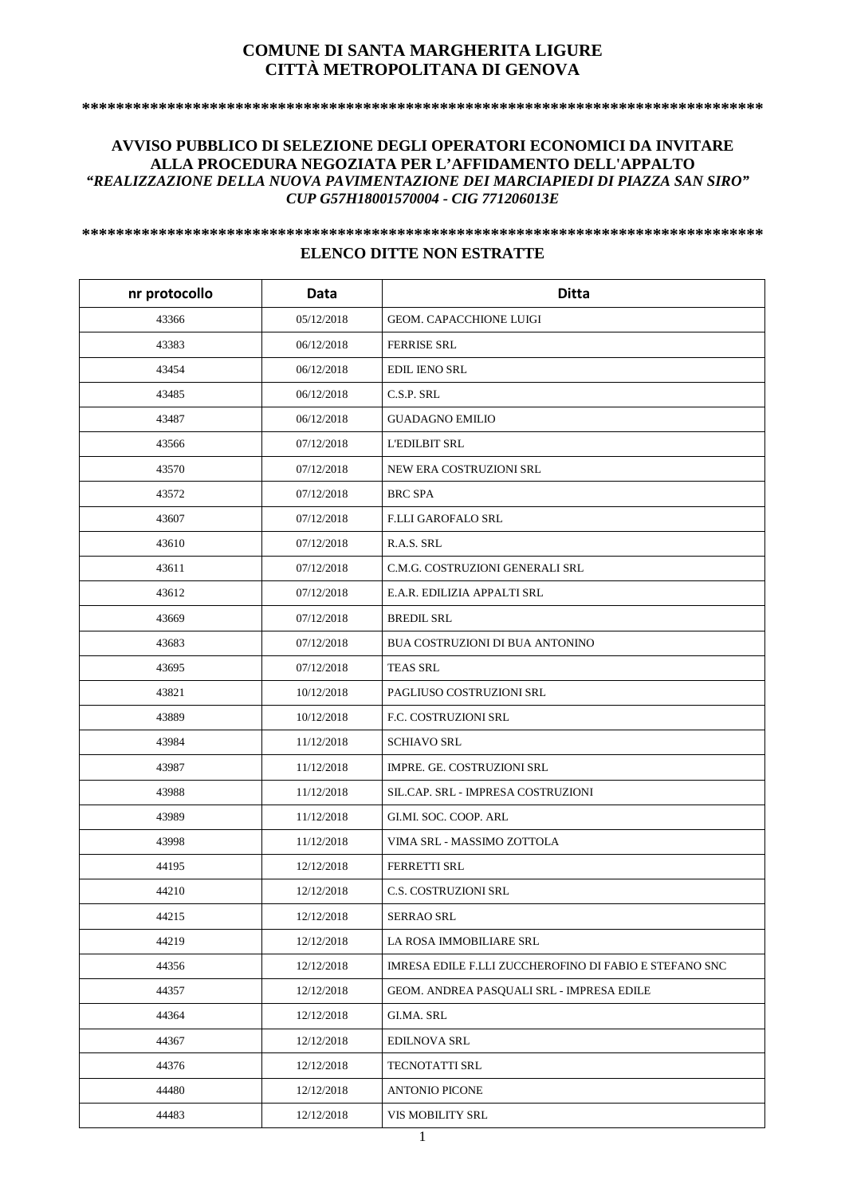# COMUNE DI SANTA MARGHERITA LIGURE
# CITTÀ METROPOLITANA DI GENOVA

**************************************************************************************

## AVVISO PUBBLICO DI SELEZIONE DEGLI OPERATORI ECONOMICI DA INVITARE ALLA PROCEDURA NEGOZIATA PER L'AFFIDAMENTO DELL'APPALTO

***"REALIZZAZIONE DELLA NUOVA PAVIMENTAZIONE DEI MARCIAPIEDI DI PIAZZA SAN SIRO"***
***CUP G57H18001570004 - CIG 771206013E***

**************************************************************************************

## ELENCO DITTE NON ESTRATTE

| nr protocollo | Data | Ditta |
|---|---|---|
| 43366 | 05/12/2018 | GEOM. CAPACCHIONE LUIGI |
| 43383 | 06/12/2018 | FERRISE SRL |
| 43454 | 06/12/2018 | EDIL IENO SRL |
| 43485 | 06/12/2018 | C.S.P. SRL |
| 43487 | 06/12/2018 | GUADAGNO EMILIO |
| 43566 | 07/12/2018 | L'EDILBIT SRL |
| 43570 | 07/12/2018 | NEW ERA COSTRUZIONI SRL |
| 43572 | 07/12/2018 | BRC SPA |
| 43607 | 07/12/2018 | F.LLI GAROFALO SRL |
| 43610 | 07/12/2018 | R.A.S. SRL |
| 43611 | 07/12/2018 | C.M.G. COSTRUZIONI GENERALI SRL |
| 43612 | 07/12/2018 | E.A.R. EDILIZIA APPALTI SRL |
| 43669 | 07/12/2018 | BREDIL SRL |
| 43683 | 07/12/2018 | BUA COSTRUZIONI DI BUA ANTONINO |
| 43695 | 07/12/2018 | TEAS SRL |
| 43821 | 10/12/2018 | PAGLIUSO COSTRUZIONI SRL |
| 43889 | 10/12/2018 | F.C. COSTRUZIONI SRL |
| 43984 | 11/12/2018 | SCHIAVO SRL |
| 43987 | 11/12/2018 | IMPRE. GE. COSTRUZIONI SRL |
| 43988 | 11/12/2018 | SIL.CAP. SRL - IMPRESA COSTRUZIONI |
| 43989 | 11/12/2018 | GI.MI. SOC. COOP. ARL |
| 43998 | 11/12/2018 | VIMA SRL - MASSIMO ZOTTOLA |
| 44195 | 12/12/2018 | FERRETTI SRL |
| 44210 | 12/12/2018 | C.S. COSTRUZIONI SRL |
| 44215 | 12/12/2018 | SERRAO SRL |
| 44219 | 12/12/2018 | LA ROSA IMMOBILIARE SRL |
| 44356 | 12/12/2018 | IMRESA EDILE F.LLI ZUCCHEROFINO DI FABIO E STEFANO SNC |
| 44357 | 12/12/2018 | GEOM. ANDREA PASQUALI SRL - IMPRESA EDILE |
| 44364 | 12/12/2018 | GI.MA. SRL |
| 44367 | 12/12/2018 | EDILNOVA SRL |
| 44376 | 12/12/2018 | TECNOTATTI SRL |
| 44480 | 12/12/2018 | ANTONIO PICONE |
| 44483 | 12/12/2018 | VIS MOBILITY SRL |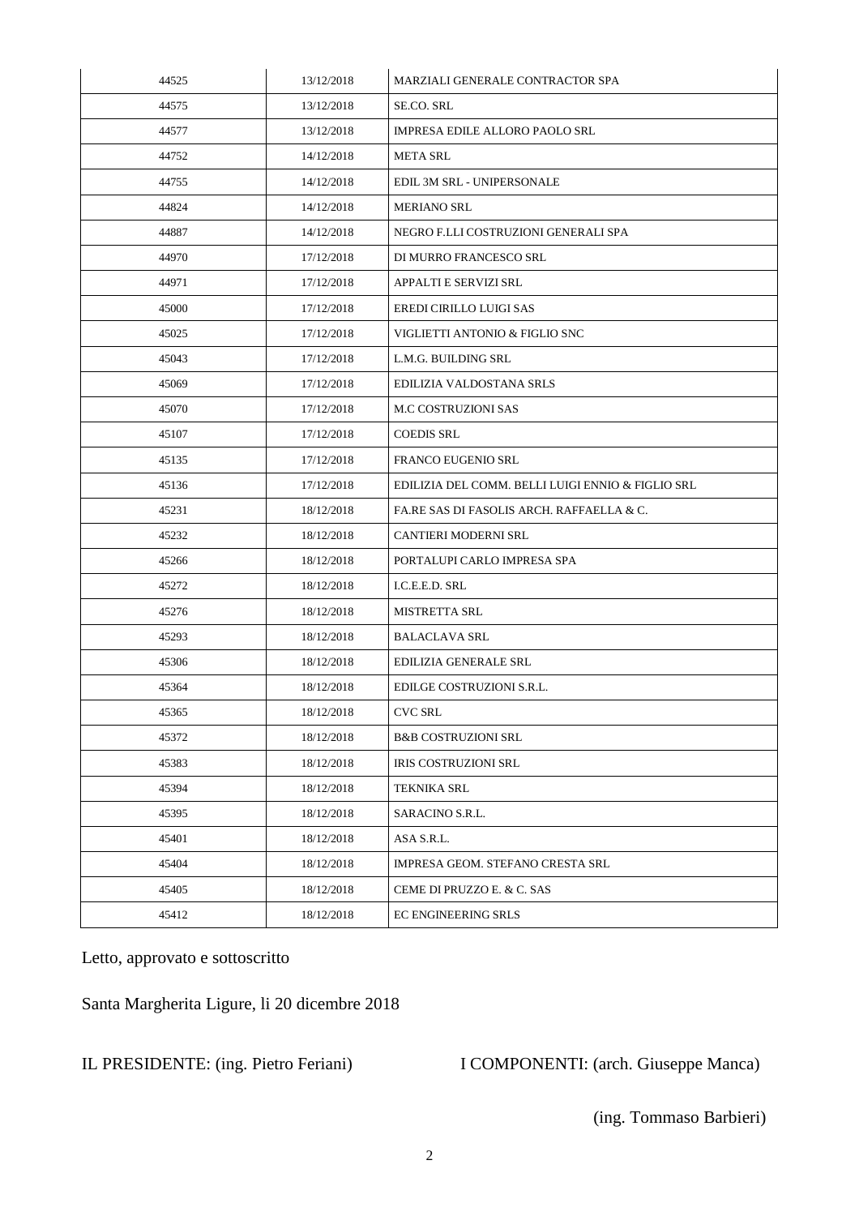| | | |
|---|---|---|
| 44525 | 13/12/2018 | MARZIALI GENERALE CONTRACTOR SPA |
| 44575 | 13/12/2018 | SE.CO. SRL |
| 44577 | 13/12/2018 | IMPRESA EDILE ALLORO PAOLO SRL |
| 44752 | 14/12/2018 | META SRL |
| 44755 | 14/12/2018 | EDIL 3M SRL - UNIPERSONALE |
| 44824 | 14/12/2018 | MERIANO SRL |
| 44887 | 14/12/2018 | NEGRO F.LLI COSTRUZIONI GENERALI SPA |
| 44970 | 17/12/2018 | DI MURRO FRANCESCO SRL |
| 44971 | 17/12/2018 | APPALTI E SERVIZI SRL |
| 45000 | 17/12/2018 | EREDI CIRILLO LUIGI SAS |
| 45025 | 17/12/2018 | VIGLIETTI ANTONIO & FIGLIO SNC |
| 45043 | 17/12/2018 | L.M.G. BUILDING SRL |
| 45069 | 17/12/2018 | EDILIZIA VALDOSTANA SRLS |
| 45070 | 17/12/2018 | M.C COSTRUZIONI SAS |
| 45107 | 17/12/2018 | COEDIS SRL |
| 45135 | 17/12/2018 | FRANCO EUGENIO SRL |
| 45136 | 17/12/2018 | EDILIZIA DEL COMM. BELLI LUIGI ENNIO & FIGLIO SRL |
| 45231 | 18/12/2018 | FA.RE SAS DI FASOLIS ARCH. RAFFAELLA & C. |
| 45232 | 18/12/2018 | CANTIERI MODERNI SRL |
| 45266 | 18/12/2018 | PORTALUPI CARLO IMPRESA SPA |
| 45272 | 18/12/2018 | I.C.E.E.D. SRL |
| 45276 | 18/12/2018 | MISTRETTA SRL |
| 45293 | 18/12/2018 | BALACLAVA SRL |
| 45306 | 18/12/2018 | EDILIZIA GENERALE SRL |
| 45364 | 18/12/2018 | EDILGE COSTRUZIONI S.R.L. |
| 45365 | 18/12/2018 | CVC SRL |
| 45372 | 18/12/2018 | B&B COSTRUZIONI SRL |
| 45383 | 18/12/2018 | IRIS COSTRUZIONI SRL |
| 45394 | 18/12/2018 | TEKNIKA SRL |
| 45395 | 18/12/2018 | SARACINO S.R.L. |
| 45401 | 18/12/2018 | ASA S.R.L. |
| 45404 | 18/12/2018 | IMPRESA GEOM. STEFANO CRESTA SRL |
| 45405 | 18/12/2018 | CEME DI PRUZZO E. & C. SAS |
| 45412 | 18/12/2018 | EC ENGINEERING SRLS |

Letto, approvato e sottoscritto

Santa Margherita Ligure, li 20 dicembre 2018

IL PRESIDENTE: (ing. Pietro Feriani)

I COMPONENTI: (arch. Giuseppe Manca)

(ing. Tommaso Barbieri)